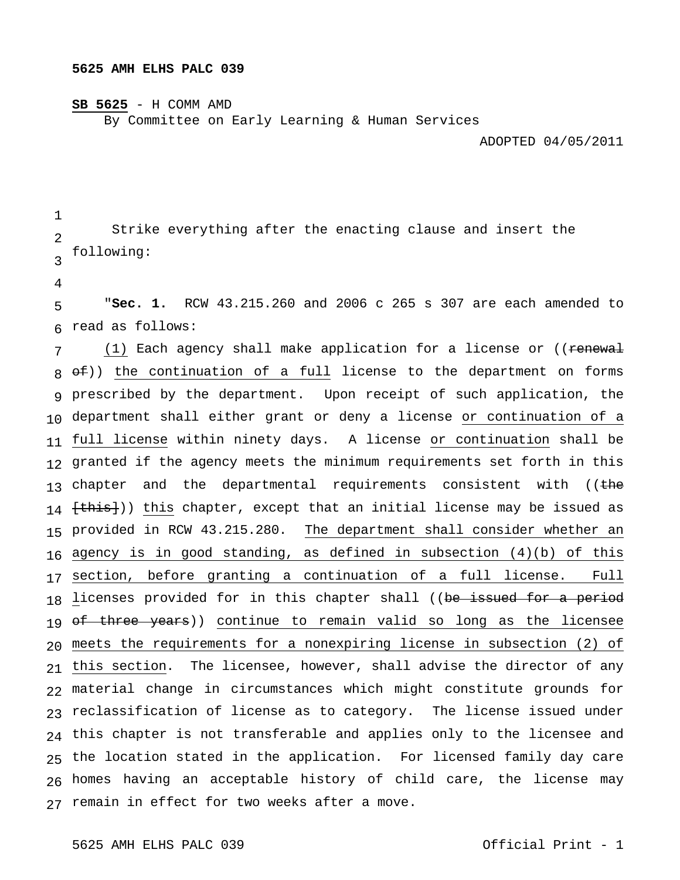**5625 AMH ELHS PALC 039**

**SB 5625** - H COMM AMD
By Committee on Early Learning & Human Services

ADOPTED 04/05/2011

Strike everything after the enacting clause and insert the following:

"**Sec. 1.** RCW 43.215.260 and 2006 c 265 s 307 are each amended to read as follows:

(1) Each agency shall make application for a license or ((~~renewal of~~)) the continuation of a full license to the department on forms prescribed by the department. Upon receipt of such application, the department shall either grant or deny a license or continuation of a full license within ninety days. A license or continuation shall be granted if the agency meets the minimum requirements set forth in this chapter and the departmental requirements consistent with ((~~the [this]~~)) this chapter, except that an initial license may be issued as provided in RCW 43.215.280. The department shall consider whether an agency is in good standing, as defined in subsection (4)(b) of this section, before granting a continuation of a full license. Full licenses provided for in this chapter shall ((~~be issued for a period of three years~~)) continue to remain valid so long as the licensee meets the requirements for a nonexpiring license in subsection (2) of this section. The licensee, however, shall advise the director of any material change in circumstances which might constitute grounds for reclassification of license as to category. The license issued under this chapter is not transferable and applies only to the licensee and the location stated in the application. For licensed family day care homes having an acceptable history of child care, the license may remain in effect for two weeks after a move.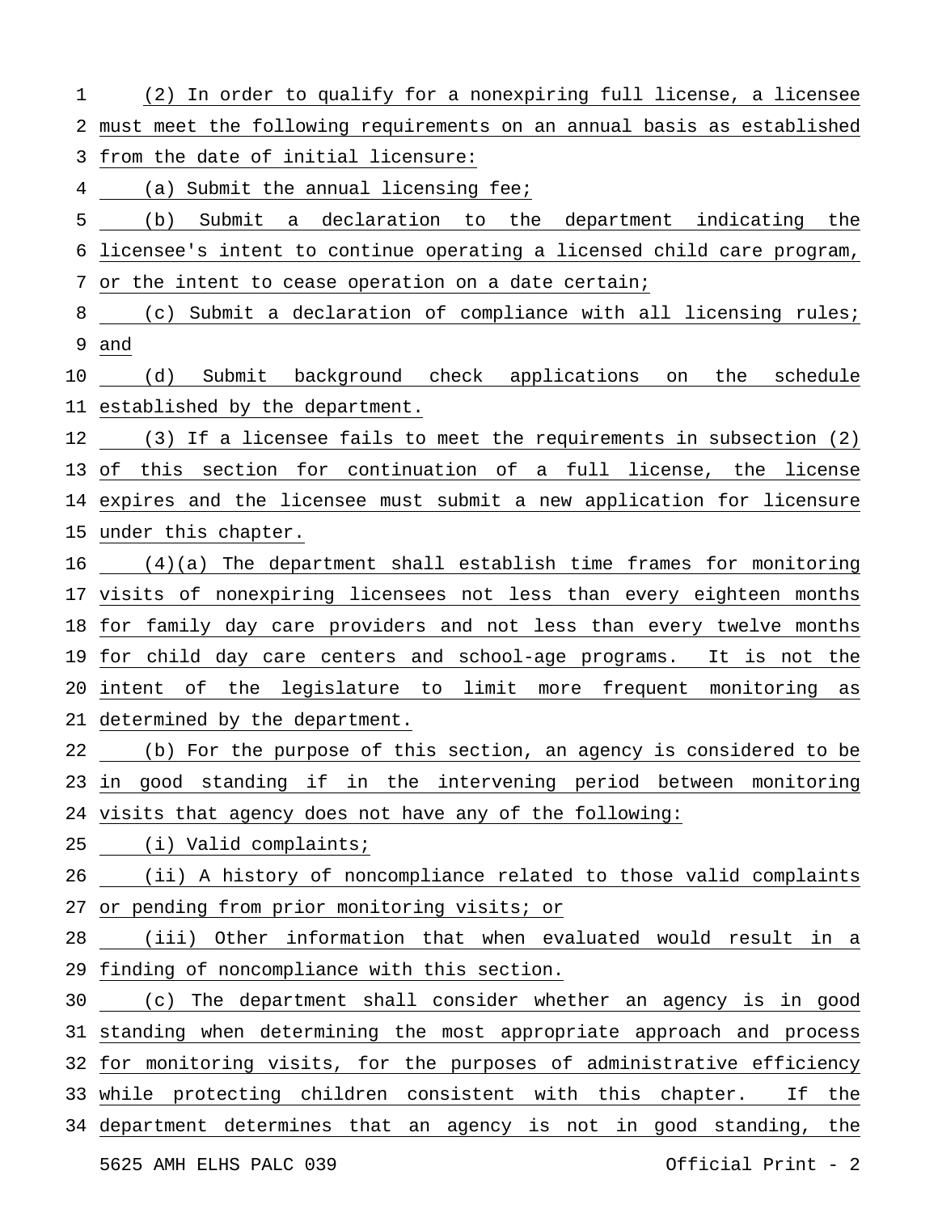(2) In order to qualify for a nonexpiring full license, a licensee must meet the following requirements on an annual basis as established from the date of initial licensure:

(a) Submit the annual licensing fee;

(b) Submit a declaration to the department indicating the licensee's intent to continue operating a licensed child care program, or the intent to cease operation on a date certain;

(c) Submit a declaration of compliance with all licensing rules; and

(d) Submit background check applications on the schedule established by the department.

(3) If a licensee fails to meet the requirements in subsection (2) of this section for continuation of a full license, the license expires and the licensee must submit a new application for licensure under this chapter.

(4)(a) The department shall establish time frames for monitoring visits of nonexpiring licensees not less than every eighteen months for family day care providers and not less than every twelve months for child day care centers and school-age programs. It is not the intent of the legislature to limit more frequent monitoring as determined by the department.

(b) For the purpose of this section, an agency is considered to be in good standing if in the intervening period between monitoring visits that agency does not have any of the following:

(i) Valid complaints;

(ii) A history of noncompliance related to those valid complaints or pending from prior monitoring visits; or

(iii) Other information that when evaluated would result in a finding of noncompliance with this section.

(c) The department shall consider whether an agency is in good standing when determining the most appropriate approach and process for monitoring visits, for the purposes of administrative efficiency while protecting children consistent with this chapter. If the department determines that an agency is not in good standing, the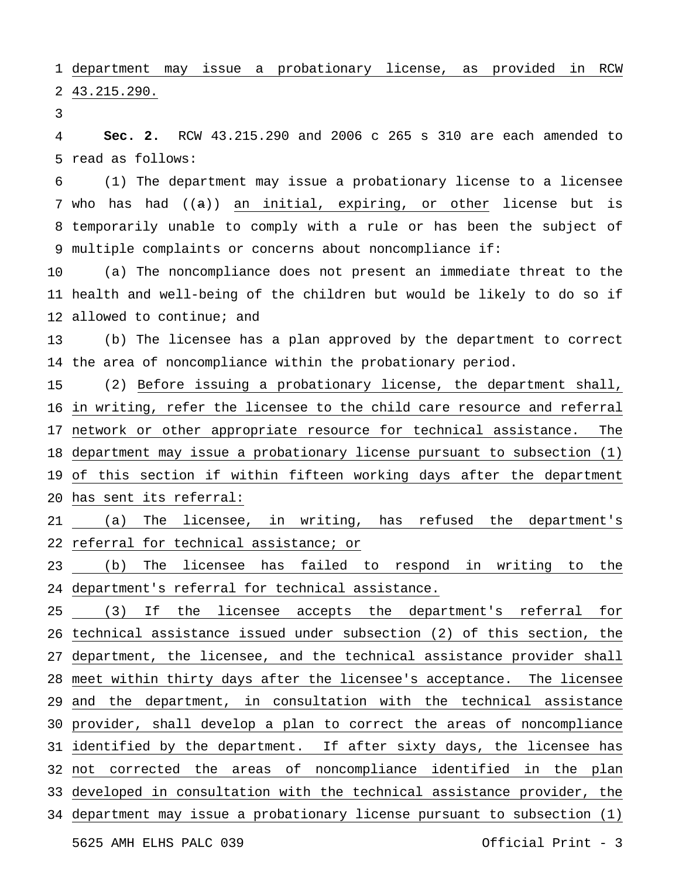department may issue a probationary license, as provided in RCW 43.215.290.

**Sec. 2.** RCW 43.215.290 and 2006 c 265 s 310 are each amended to read as follows:

(1) The department may issue a probationary license to a licensee who has had ((a)) an initial, expiring, or other license but is temporarily unable to comply with a rule or has been the subject of multiple complaints or concerns about noncompliance if:

(a) The noncompliance does not present an immediate threat to the health and well-being of the children but would be likely to do so if allowed to continue; and

(b) The licensee has a plan approved by the department to correct the area of noncompliance within the probationary period.

(2) Before issuing a probationary license, the department shall, in writing, refer the licensee to the child care resource and referral network or other appropriate resource for technical assistance. The department may issue a probationary license pursuant to subsection (1) of this section if within fifteen working days after the department has sent its referral:

(a) The licensee, in writing, has refused the department's referral for technical assistance; or

(b) The licensee has failed to respond in writing to the department's referral for technical assistance.

(3) If the licensee accepts the department's referral for technical assistance issued under subsection (2) of this section, the department, the licensee, and the technical assistance provider shall meet within thirty days after the licensee's acceptance. The licensee and the department, in consultation with the technical assistance provider, shall develop a plan to correct the areas of noncompliance identified by the department. If after sixty days, the licensee has not corrected the areas of noncompliance identified in the plan developed in consultation with the technical assistance provider, the department may issue a probationary license pursuant to subsection (1)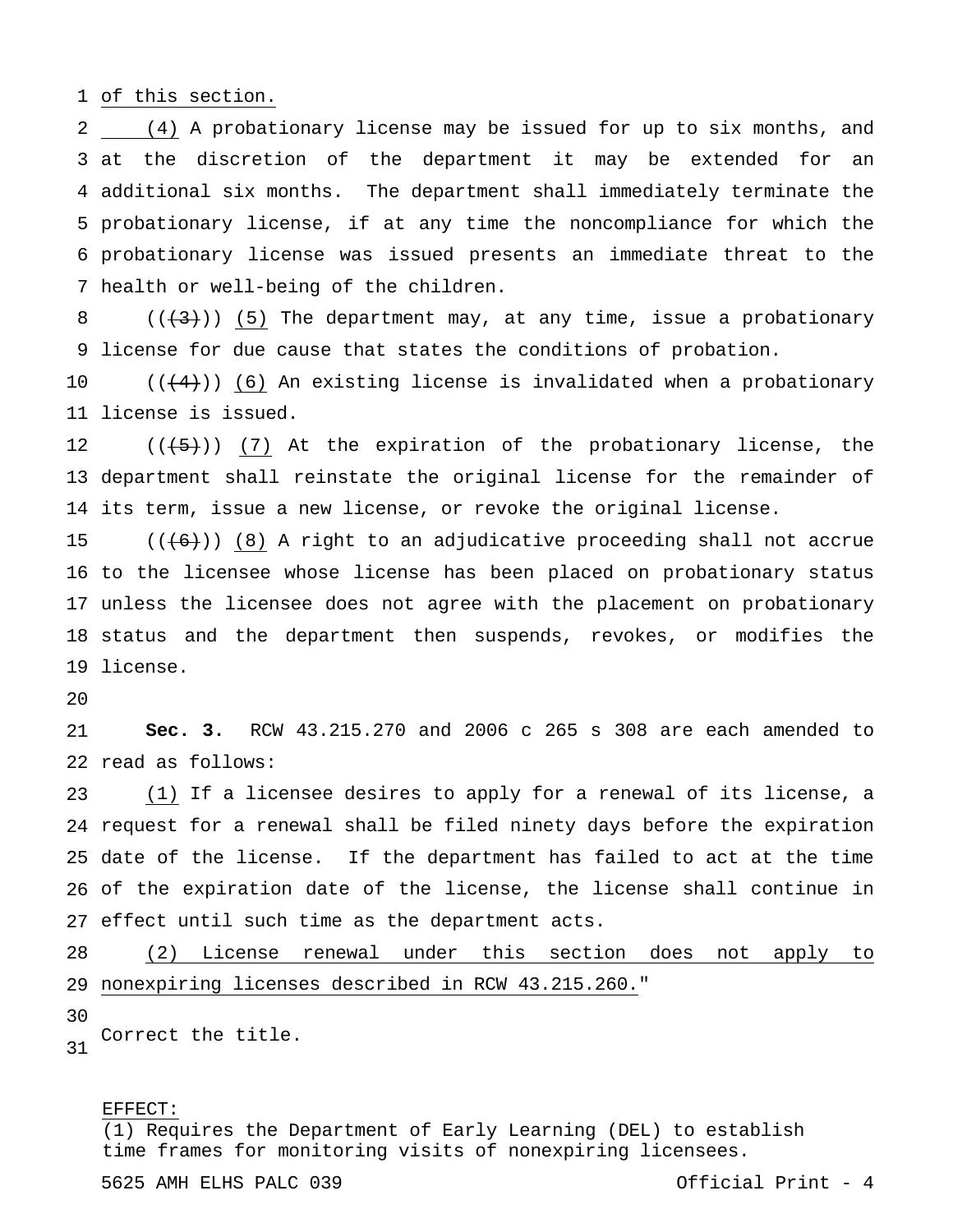of this section.

(4) A probationary license may be issued for up to six months, and at the discretion of the department it may be extended for an additional six months. The department shall immediately terminate the probationary license, if at any time the noncompliance for which the probationary license was issued presents an immediate threat to the health or well-being of the children.

(((3))) (5) The department may, at any time, issue a probationary license for due cause that states the conditions of probation.

(((4))) (6) An existing license is invalidated when a probationary license is issued.

(((5))) (7) At the expiration of the probationary license, the department shall reinstate the original license for the remainder of its term, issue a new license, or revoke the original license.

(((6))) (8) A right to an adjudicative proceeding shall not accrue to the licensee whose license has been placed on probationary status unless the licensee does not agree with the placement on probationary status and the department then suspends, revokes, or modifies the license.

**Sec. 3.** RCW 43.215.270 and 2006 c 265 s 308 are each amended to read as follows:

(1) If a licensee desires to apply for a renewal of its license, a request for a renewal shall be filed ninety days before the expiration date of the license. If the department has failed to act at the time of the expiration date of the license, the license shall continue in effect until such time as the department acts.

(2) License renewal under this section does not apply to nonexpiring licenses described in RCW 43.215.260."

Correct the title.

EFFECT:
(1) Requires the Department of Early Learning (DEL) to establish time frames for monitoring visits of nonexpiring licensees.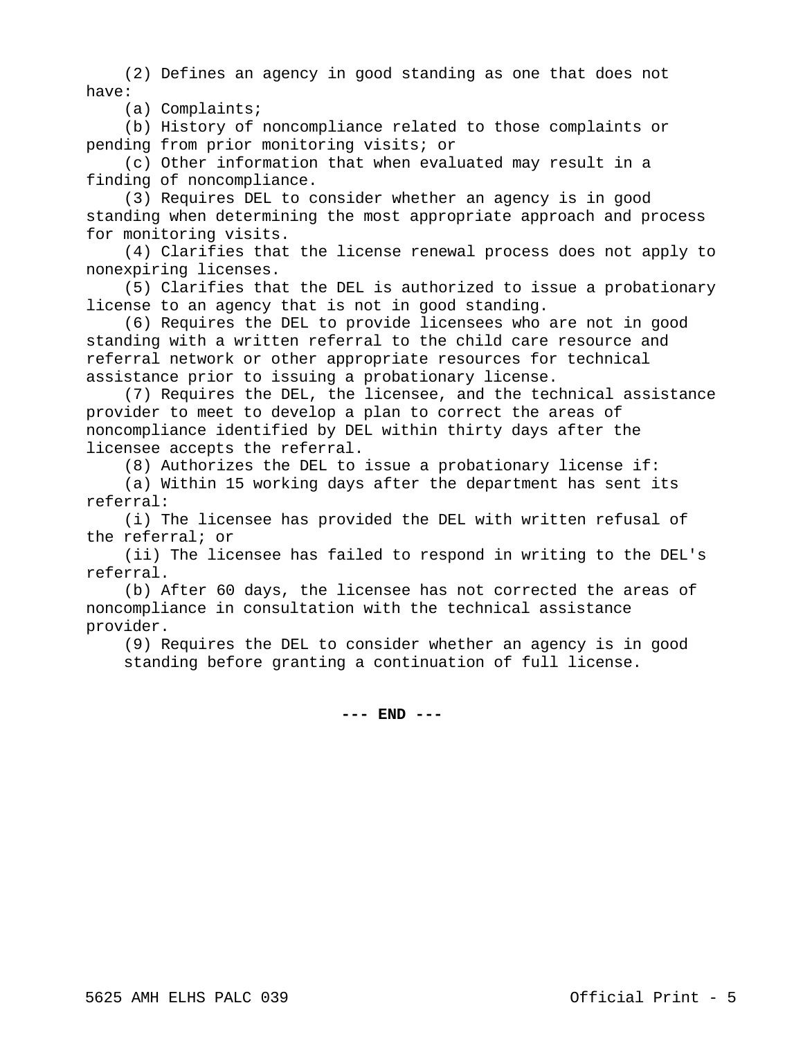(2) Defines an agency in good standing as one that does not have:

(a) Complaints;

(b) History of noncompliance related to those complaints or pending from prior monitoring visits; or

(c) Other information that when evaluated may result in a finding of noncompliance.

(3) Requires DEL to consider whether an agency is in good standing when determining the most appropriate approach and process for monitoring visits.

(4) Clarifies that the license renewal process does not apply to nonexpiring licenses.

(5) Clarifies that the DEL is authorized to issue a probationary license to an agency that is not in good standing.

(6) Requires the DEL to provide licensees who are not in good standing with a written referral to the child care resource and referral network or other appropriate resources for technical assistance prior to issuing a probationary license.

(7) Requires the DEL, the licensee, and the technical assistance provider to meet to develop a plan to correct the areas of noncompliance identified by DEL within thirty days after the licensee accepts the referral.

(8) Authorizes the DEL to issue a probationary license if:

(a) Within 15 working days after the department has sent its referral:

(i) The licensee has provided the DEL with written refusal of the referral; or

(ii) The licensee has failed to respond in writing to the DEL's referral.

(b) After 60 days, the licensee has not corrected the areas of noncompliance in consultation with the technical assistance provider.

(9) Requires the DEL to consider whether an agency is in good standing before granting a continuation of full license.

**--- END ---**

5625 AMH ELHS PALC 039